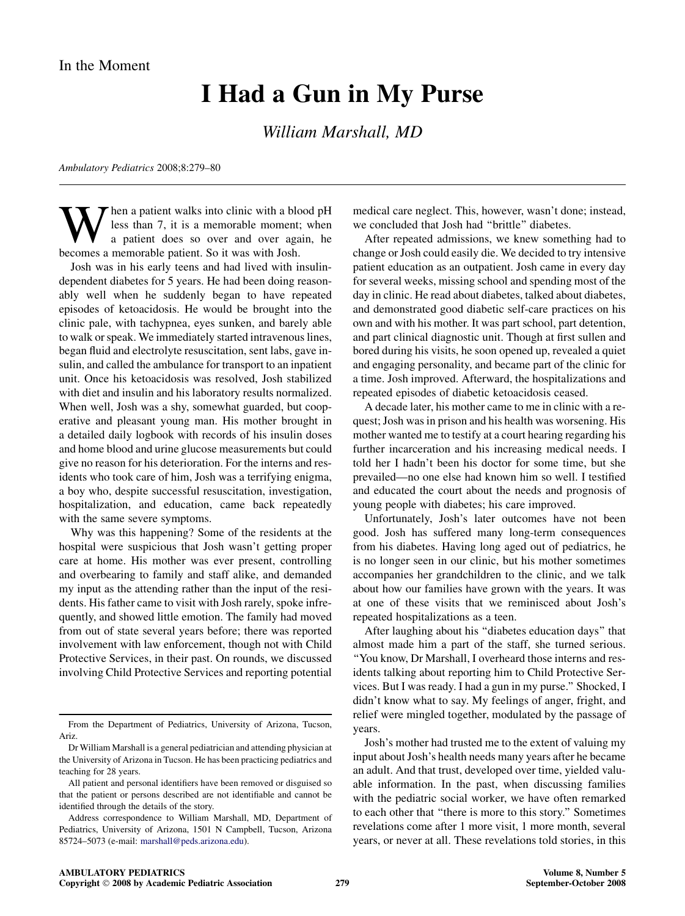In the Moment

# I Had a Gun in My Purse

*William Marshall, MD*

*Ambulatory Pediatrics* 2008;8:279–80

When a patient walks into clinic with a blood pH less than 7, it is a memorable moment; when a patient does so over and over again, he becomes a memorable patient. So it was with Josh.

Josh was in his early teens and had lived with insulin-dependent diabetes for 5 years. He had been doing reasonably well when he suddenly began to have repeated episodes of ketoacidosis. He would be brought into the clinic pale, with tachypnea, eyes sunken, and barely able to walk or speak. We immediately started intravenous lines, began fluid and electrolyte resuscitation, sent labs, gave insulin, and called the ambulance for transport to an inpatient unit. Once his ketoacidosis was resolved, Josh stabilized with diet and insulin and his laboratory results normalized. When well, Josh was a shy, somewhat guarded, but cooperative and pleasant young man. His mother brought in a detailed daily logbook with records of his insulin doses and home blood and urine glucose measurements but could give no reason for his deterioration. For the interns and residents who took care of him, Josh was a terrifying enigma, a boy who, despite successful resuscitation, investigation, hospitalization, and education, came back repeatedly with the same severe symptoms.

Why was this happening? Some of the residents at the hospital were suspicious that Josh wasn't getting proper care at home. His mother was ever present, controlling and overbearing to family and staff alike, and demanded my input as the attending rather than the input of the residents. His father came to visit with Josh rarely, spoke infrequently, and showed little emotion. The family had moved from out of state several years before; there was reported involvement with law enforcement, though not with Child Protective Services, in their past. On rounds, we discussed involving Child Protective Services and reporting potential medical care neglect. This, however, wasn't done; instead, we concluded that Josh had "brittle" diabetes.

After repeated admissions, we knew something had to change or Josh could easily die. We decided to try intensive patient education as an outpatient. Josh came in every day for several weeks, missing school and spending most of the day in clinic. He read about diabetes, talked about diabetes, and demonstrated good diabetic self-care practices on his own and with his mother. It was part school, part detention, and part clinical diagnostic unit. Though at first sullen and bored during his visits, he soon opened up, revealed a quiet and engaging personality, and became part of the clinic for a time. Josh improved. Afterward, the hospitalizations and repeated episodes of diabetic ketoacidosis ceased.

A decade later, his mother came to me in clinic with a request; Josh was in prison and his health was worsening. His mother wanted me to testify at a court hearing regarding his further incarceration and his increasing medical needs. I told her I hadn't been his doctor for some time, but she prevailed—no one else had known him so well. I testified and educated the court about the needs and prognosis of young people with diabetes; his care improved.

Unfortunately, Josh's later outcomes have not been good. Josh has suffered many long-term consequences from his diabetes. Having long aged out of pediatrics, he is no longer seen in our clinic, but his mother sometimes accompanies her grandchildren to the clinic, and we talk about how our families have grown with the years. It was at one of these visits that we reminisced about Josh's repeated hospitalizations as a teen.

After laughing about his "diabetes education days" that almost made him a part of the staff, she turned serious. "You know, Dr Marshall, I overheard those interns and residents talking about reporting him to Child Protective Services. But I was ready. I had a gun in my purse." Shocked, I didn't know what to say. My feelings of anger, fright, and relief were mingled together, modulated by the passage of years.

Josh's mother had trusted me to the extent of valuing my input about Josh's health needs many years after he became an adult. And that trust, developed over time, yielded valuable information. In the past, when discussing families with the pediatric social worker, we have often remarked to each other that "there is more to this story." Sometimes revelations come after 1 more visit, 1 more month, several years, or never at all. These revelations told stories, in this

---

From the Department of Pediatrics, University of Arizona, Tucson, Ariz.

Dr William Marshall is a general pediatrician and attending physician at the University of Arizona in Tucson. He has been practicing pediatrics and teaching for 28 years.

All patient and personal identifiers have been removed or disguised so that the patient or persons described are not identifiable and cannot be identified through the details of the story.

Address correspondence to William Marshall, MD, Department of Pediatrics, University of Arizona, 1501 N Campbell, Tucson, Arizona 85724-5073 (e-mail: marshall@peds.arizona.edu).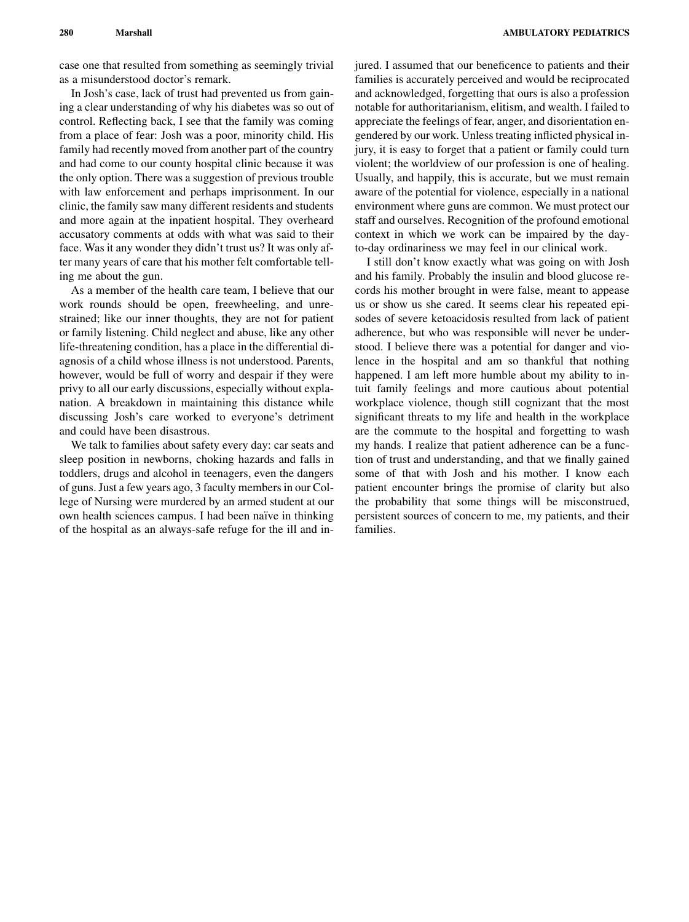case one that resulted from something as seemingly trivial as a misunderstood doctor's remark.

In Josh's case, lack of trust had prevented us from gaining a clear understanding of why his diabetes was so out of control. Reflecting back, I see that the family was coming from a place of fear: Josh was a poor, minority child. His family had recently moved from another part of the country and had come to our county hospital clinic because it was the only option. There was a suggestion of previous trouble with law enforcement and perhaps imprisonment. In our clinic, the family saw many different residents and students and more again at the inpatient hospital. They overheard accusatory comments at odds with what was said to their face. Was it any wonder they didn't trust us? It was only after many years of care that his mother felt comfortable telling me about the gun.

As a member of the health care team, I believe that our work rounds should be open, freewheeling, and unrestrained; like our inner thoughts, they are not for patient or family listening. Child neglect and abuse, like any other life-threatening condition, has a place in the differential diagnosis of a child whose illness is not understood. Parents, however, would be full of worry and despair if they were privy to all our early discussions, especially without explanation. A breakdown in maintaining this distance while discussing Josh's care worked to everyone's detriment and could have been disastrous.

We talk to families about safety every day: car seats and sleep position in newborns, choking hazards and falls in toddlers, drugs and alcohol in teenagers, even the dangers of guns. Just a few years ago, 3 faculty members in our College of Nursing were murdered by an armed student at our own health sciences campus. I had been naïve in thinking of the hospital as an always-safe refuge for the ill and injured. I assumed that our beneficence to patients and their families is accurately perceived and would be reciprocated and acknowledged, forgetting that ours is also a profession notable for authoritarianism, elitism, and wealth. I failed to appreciate the feelings of fear, anger, and disorientation engendered by our work. Unless treating inflicted physical injury, it is easy to forget that a patient or family could turn violent; the worldview of our profession is one of healing. Usually, and happily, this is accurate, but we must remain aware of the potential for violence, especially in a national environment where guns are common. We must protect our staff and ourselves. Recognition of the profound emotional context in which we work can be impaired by the day-to-day ordinariness we may feel in our clinical work.

I still don't know exactly what was going on with Josh and his family. Probably the insulin and blood glucose records his mother brought in were false, meant to appease us or show us she cared. It seems clear his repeated episodes of severe ketoacidosis resulted from lack of patient adherence, but who was responsible will never be understood. I believe there was a potential for danger and violence in the hospital and am so thankful that nothing happened. I am left more humble about my ability to intuit family feelings and more cautious about potential workplace violence, though still cognizant that the most significant threats to my life and health in the workplace are the commute to the hospital and forgetting to wash my hands. I realize that patient adherence can be a function of trust and understanding, and that we finally gained some of that with Josh and his mother. I know each patient encounter brings the promise of clarity but also the probability that some things will be misconstrued, persistent sources of concern to me, my patients, and their families.